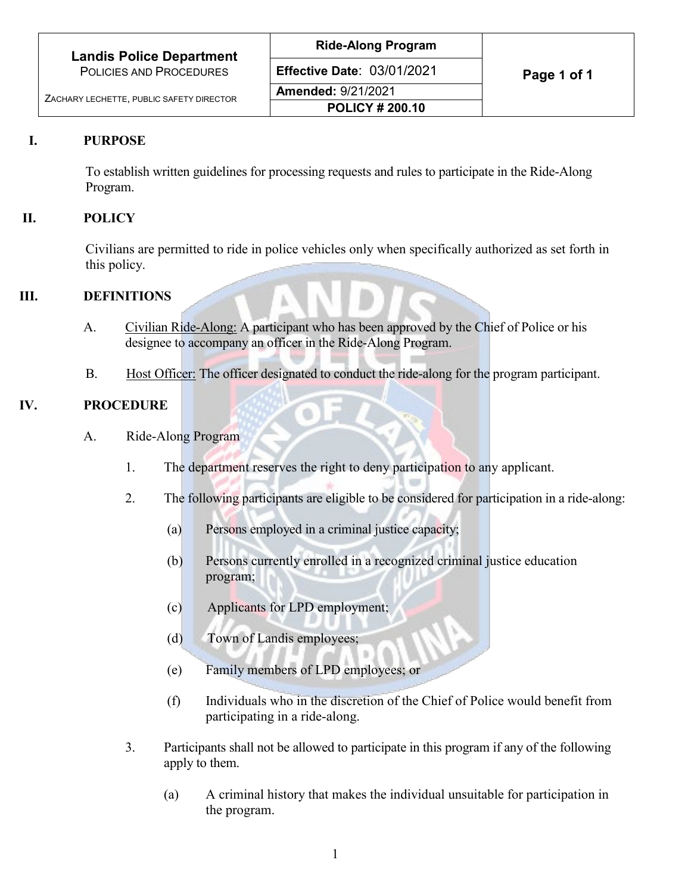| Landis Police Department<br>POLICIES AND PROCEDURES<br><br>ZACHARY LECHETTE, PUBLIC SAFETY DIRECTOR | Ride-Along Program | Page 1 of 1 |
|---|---|---|
| | **Effective Date**: 03/01/2021 | |
| | **Amended:** 9/21/2021 | |
| | **POLICY # 200.10** | |

## I. PURPOSE

To establish written guidelines for processing requests and rules to participate in the Ride-Along Program.

## II. POLICY

Civilians are permitted to ride in police vehicles only when specifically authorized as set forth in this policy.

## III. DEFINITIONS

A. Civilian Ride-Along: A participant who has been approved by the Chief of Police or his designee to accompany an officer in the Ride-Along Program.

B. Host Officer: The officer designated to conduct the ride-along for the program participant.

## IV. PROCEDURE

A. Ride-Along Program

1. The department reserves the right to deny participation to any applicant.

2. The following participants are eligible to be considered for participation in a ride-along:

   (a) Persons employed in a criminal justice capacity;

   (b) Persons currently enrolled in a recognized criminal justice education program;

   (c) Applicants for LPD employment;

   (d) Town of Landis employees;

   (e) Family members of LPD employees; or

   (f) Individuals who in the discretion of the Chief of Police would benefit from participating in a ride-along.

3. Participants shall not be allowed to participate in this program if any of the following apply to them.

   (a) A criminal history that makes the individual unsuitable for participation in the program.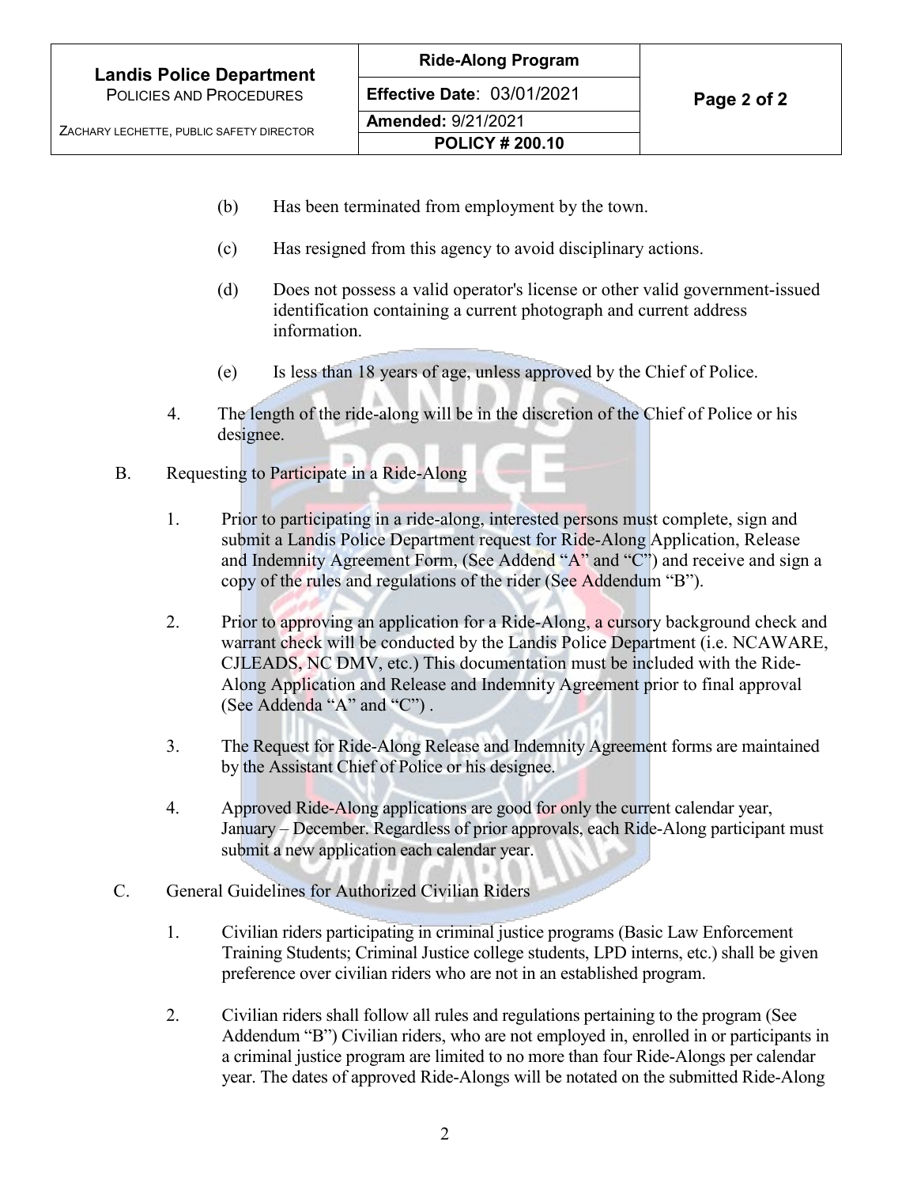(b) Has been terminated from employment by the town.

(c) Has resigned from this agency to avoid disciplinary actions.

(d) Does not possess a valid operator's license or other valid government-issued identification containing a current photograph and current address information.

(e) Is less than 18 years of age, unless approved by the Chief of Police.

4. The length of the ride-along will be in the discretion of the Chief of Police or his designee.

B. Requesting to Participate in a Ride-Along

1. Prior to participating in a ride-along, interested persons must complete, sign and submit a Landis Police Department request for Ride-Along Application, Release and Indemnity Agreement Form, (See Addend "A" and "C") and receive and sign a copy of the rules and regulations of the rider (See Addendum "B").

2. Prior to approving an application for a Ride-Along, a cursory background check and warrant check will be conducted by the Landis Police Department (i.e. NCAWARE, CJLEADS, NC DMV, etc.) This documentation must be included with the Ride-Along Application and Release and Indemnity Agreement prior to final approval (See Addenda "A" and "C") .

3. The Request for Ride-Along Release and Indemnity Agreement forms are maintained by the Assistant Chief of Police or his designee.

4. Approved Ride-Along applications are good for only the current calendar year, January – December. Regardless of prior approvals, each Ride-Along participant must submit a new application each calendar year.

C. General Guidelines for Authorized Civilian Riders

1. Civilian riders participating in criminal justice programs (Basic Law Enforcement Training Students; Criminal Justice college students, LPD interns, etc.) shall be given preference over civilian riders who are not in an established program.

2. Civilian riders shall follow all rules and regulations pertaining to the program (See Addendum "B") Civilian riders, who are not employed in, enrolled in or participants in a criminal justice program are limited to no more than four Ride-Alongs per calendar year. The dates of approved Ride-Alongs will be notated on the submitted Ride-Along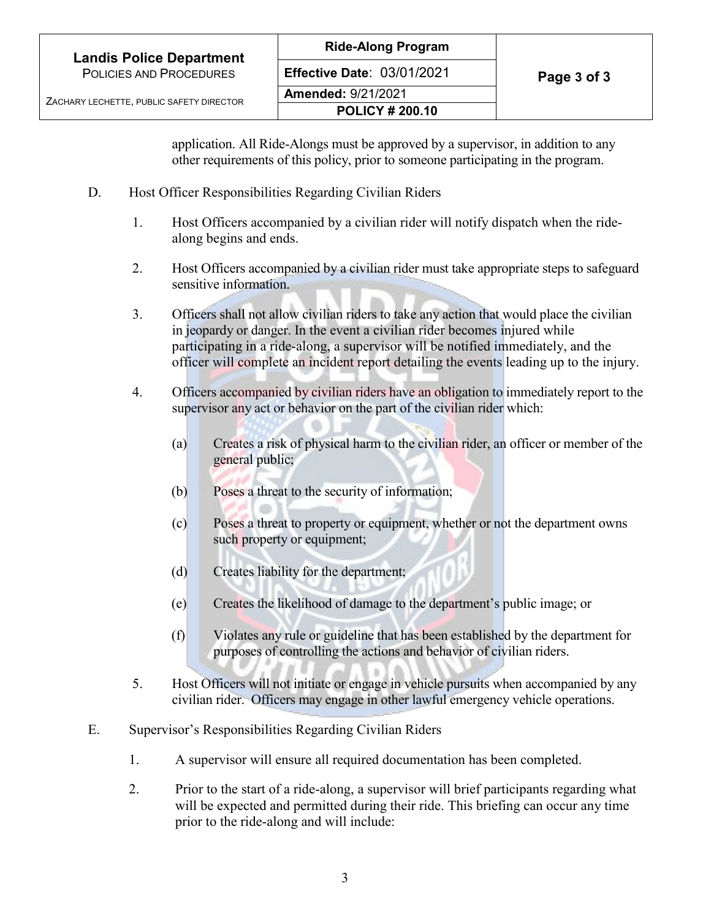application. All Ride-Alongs must be approved by a supervisor, in addition to any other requirements of this policy, prior to someone participating in the program.

D. Host Officer Responsibilities Regarding Civilian Riders

1. Host Officers accompanied by a civilian rider will notify dispatch when the ride-along begins and ends.

2. Host Officers accompanied by a civilian rider must take appropriate steps to safeguard sensitive information.

3. Officers shall not allow civilian riders to take any action that would place the civilian in jeopardy or danger. In the event a civilian rider becomes injured while participating in a ride-along, a supervisor will be notified immediately, and the officer will complete an incident report detailing the events leading up to the injury.

4. Officers accompanied by civilian riders have an obligation to immediately report to the supervisor any act or behavior on the part of the civilian rider which:

   (a) Creates a risk of physical harm to the civilian rider, an officer or member of the general public;

   (b) Poses a threat to the security of information;

   (c) Poses a threat to property or equipment, whether or not the department owns such property or equipment;

   (d) Creates liability for the department;

   (e) Creates the likelihood of damage to the department's public image; or

   (f) Violates any rule or guideline that has been established by the department for purposes of controlling the actions and behavior of civilian riders.

5. Host Officers will not initiate or engage in vehicle pursuits when accompanied by any civilian rider. Officers may engage in other lawful emergency vehicle operations.

E. Supervisor's Responsibilities Regarding Civilian Riders

1. A supervisor will ensure all required documentation has been completed.

2. Prior to the start of a ride-along, a supervisor will brief participants regarding what will be expected and permitted during their ride. This briefing can occur any time prior to the ride-along and will include: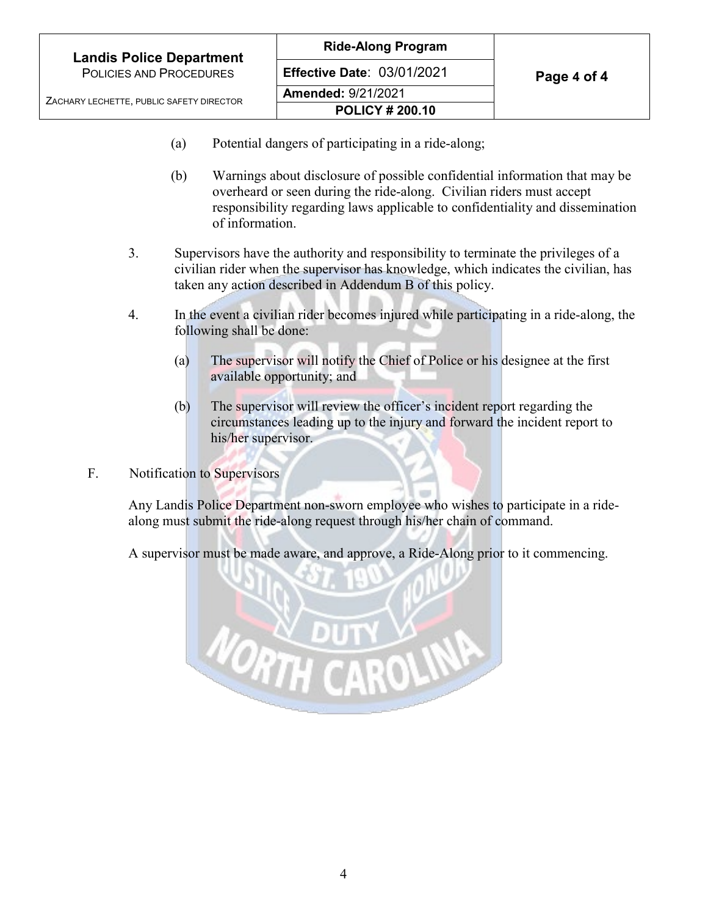(a) Potential dangers of participating in a ride-along;

(b) Warnings about disclosure of possible confidential information that may be overheard or seen during the ride-along. Civilian riders must accept responsibility regarding laws applicable to confidentiality and dissemination of information.

3. Supervisors have the authority and responsibility to terminate the privileges of a civilian rider when the supervisor has knowledge, which indicates the civilian, has taken any action described in Addendum B of this policy.

4. In the event a civilian rider becomes injured while participating in a ride-along, the following shall be done:

   (a) The supervisor will notify the Chief of Police or his designee at the first available opportunity; and

   (b) The supervisor will review the officer's incident report regarding the circumstances leading up to the injury and forward the incident report to his/her supervisor.

F. Notification to Supervisors

Any Landis Police Department non-sworn employee who wishes to participate in a ride-along must submit the ride-along request through his/her chain of command.

A supervisor must be made aware, and approve, a Ride-Along prior to it commencing.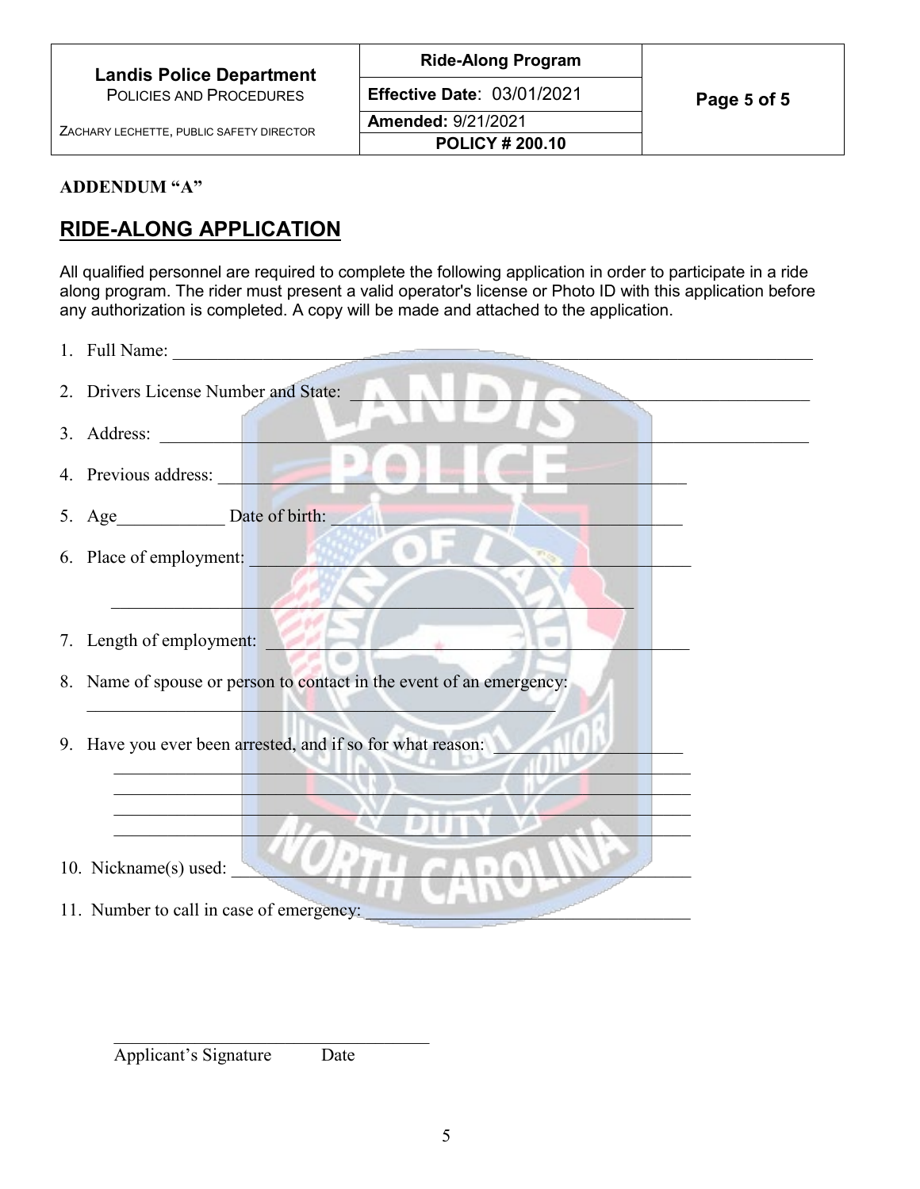**ADDENDUM "A"**

## RIDE-ALONG APPLICATION

All qualified personnel are required to complete the following application in order to participate in a ride along program. The rider must present a valid operator's license or Photo ID with this application before any authorization is completed. A copy will be made and attached to the application.

1. Full Name: ______________________________________________________________
2. Drivers License Number and State: ____________________________________________
3. Address: ________________________________________________________________
4. Previous address: ________________________________________________________
5. Age____________ Date of birth: ___________________________________________
6. Place of employment: ______________________________________________________

   ____________________________________________________________________
7. Length of employment: _____________________________________________________
8. Name of spouse or person to contact in the event of an emergency:

   ____________________________________________________________________
9. Have you ever been arrested, and if so for what reason: ________________________

   ____________________________________________________________________

   ____________________________________________________________________

   ____________________________________________________________________

   ____________________________________________________________________
10. Nickname(s) used: _________________________________________________________
11. Number to call in case of emergency: _________________________________________

_____________________________________

Applicant's Signature Date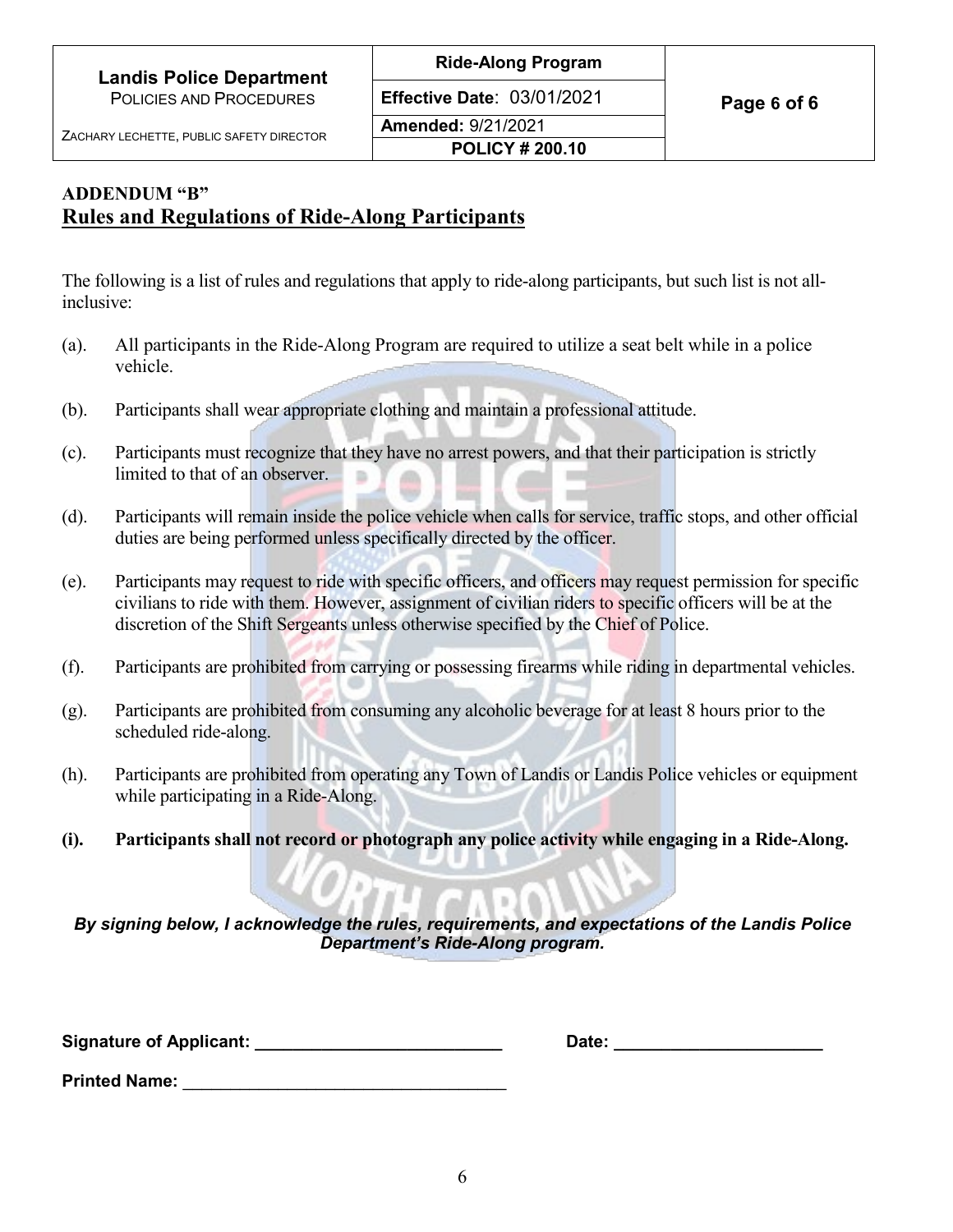## ADDENDUM "B"

## Rules and Regulations of Ride-Along Participants

The following is a list of rules and regulations that apply to ride-along participants, but such list is not all-inclusive:

(a). All participants in the Ride-Along Program are required to utilize a seat belt while in a police vehicle.

(b). Participants shall wear appropriate clothing and maintain a professional attitude.

(c). Participants must recognize that they have no arrest powers, and that their participation is strictly limited to that of an observer.

(d). Participants will remain inside the police vehicle when calls for service, traffic stops, and other official duties are being performed unless specifically directed by the officer.

(e). Participants may request to ride with specific officers, and officers may request permission for specific civilians to ride with them. However, assignment of civilian riders to specific officers will be at the discretion of the Shift Sergeants unless otherwise specified by the Chief of Police.

(f). Participants are prohibited from carrying or possessing firearms while riding in departmental vehicles.

(g). Participants are prohibited from consuming any alcoholic beverage for at least 8 hours prior to the scheduled ride-along.

(h). Participants are prohibited from operating any Town of Landis or Landis Police vehicles or equipment while participating in a Ride-Along.

**(i). Participants shall not record or photograph any police activity while engaging in a Ride-Along.**

***By signing below, I acknowledge the rules, requirements, and expectations of the Landis Police Department's Ride-Along program.***

**Signature of Applicant:** ___________________________ **Date:** ______________________

**Printed Name:** ___________________________________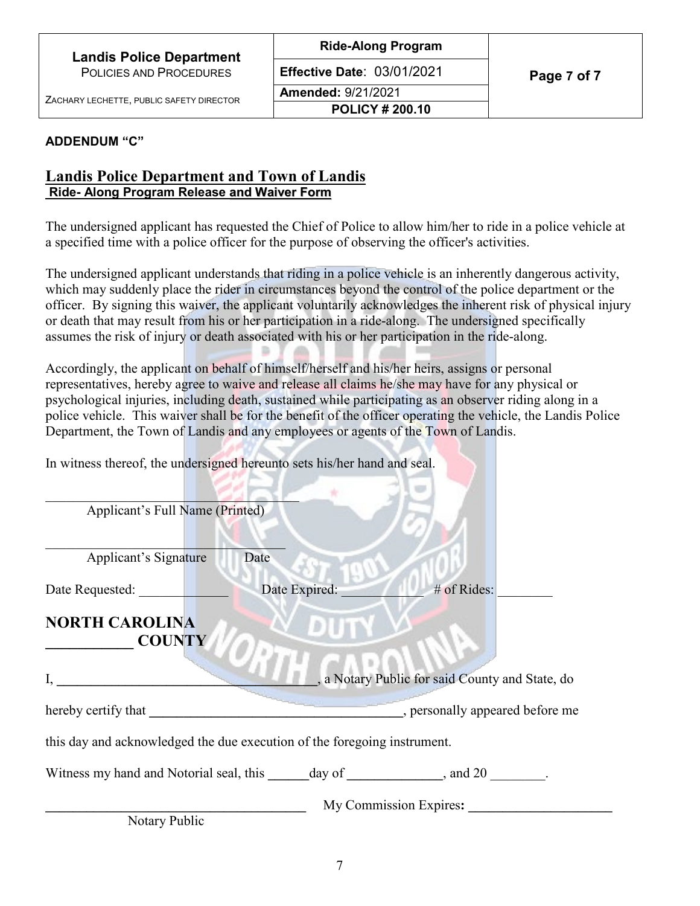**ADDENDUM "C"**

## Landis Police Department and Town of Landis

**Ride- Along Program Release and Waiver Form**

The undersigned applicant has requested the Chief of Police to allow him/her to ride in a police vehicle at a specified time with a police officer for the purpose of observing the officer's activities.

The undersigned applicant understands that riding in a police vehicle is an inherently dangerous activity, which may suddenly place the rider in circumstances beyond the control of the police department or the officer. By signing this waiver, the applicant voluntarily acknowledges the inherent risk of physical injury or death that may result from his or her participation in a ride-along. The undersigned specifically assumes the risk of injury or death associated with his or her participation in the ride-along.

Accordingly, the applicant on behalf of himself/herself and his/her heirs, assigns or personal representatives, hereby agree to waive and release all claims he/she may have for any physical or psychological injuries, including death, sustained while participating as an observer riding along in a police vehicle. This waiver shall be for the benefit of the officer operating the vehicle, the Landis Police Department, the Town of Landis and any employees or agents of the Town of Landis.

In witness thereof, the undersigned hereunto sets his/her hand and seal.

______________________________________
Applicant's Full Name (Printed)

______________________________________
Applicant's Signature Date

Date Requested: _____________ Date Expired: ____________ # of Rides: ________

**NORTH CAROLINA**
**____________ COUNTY**

I, ______________________________________, a Notary Public for said County and State, do

hereby certify that ______________________________________, personally appeared before me

this day and acknowledged the due execution of the foregoing instrument.

Witness my hand and Notorial seal, this ______day of ______________, and 20 ________.

______________________________________ My Commission Expires: ______________________
Notary Public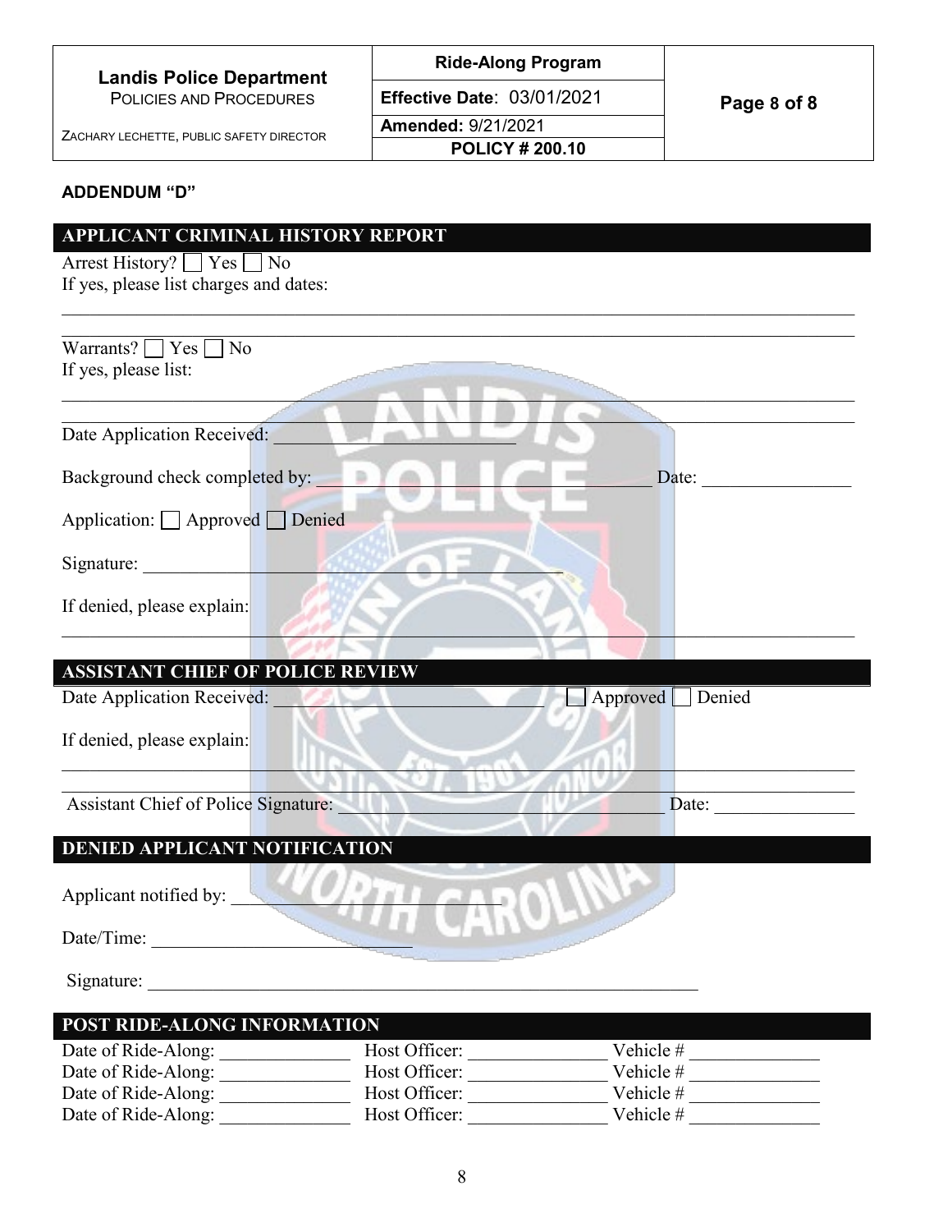**ADDENDUM "D"**

## APPLICANT CRIMINAL HISTORY REPORT

Arrest History? ☐ Yes ☐ No

If yes, please list charges and dates:

\_\_\_\_\_\_\_\_\_\_\_\_\_\_\_\_\_\_\_\_\_\_\_\_\_\_\_\_\_\_\_\_\_\_\_\_\_\_\_\_\_\_\_\_\_\_\_\_\_\_\_\_\_\_\_\_\_\_\_\_\_\_\_\_\_\_\_\_\_\_\_\_\_\_\_\_

\_\_\_\_\_\_\_\_\_\_\_\_\_\_\_\_\_\_\_\_\_\_\_\_\_\_\_\_\_\_\_\_\_\_\_\_\_\_\_\_\_\_\_\_\_\_\_\_\_\_\_\_\_\_\_\_\_\_\_\_\_\_\_\_\_\_\_\_\_\_\_\_\_\_\_\_

Warrants? ☐ Yes ☐ No

If yes, please list:

\_\_\_\_\_\_\_\_\_\_\_\_\_\_\_\_\_\_\_\_\_\_\_\_\_\_\_\_\_\_\_\_\_\_\_\_\_\_\_\_\_\_\_\_\_\_\_\_\_\_\_\_\_\_\_\_\_\_\_\_\_\_\_\_\_\_\_\_\_\_\_\_\_\_\_\_

\_\_\_\_\_\_\_\_\_\_\_\_\_\_\_\_\_\_\_\_\_\_\_\_\_\_\_\_\_\_\_\_\_\_\_\_\_\_\_\_\_\_\_\_\_\_\_\_\_\_\_\_\_\_\_\_\_\_\_\_\_\_\_\_\_\_\_\_\_\_\_\_\_\_\_\_

Date Application Received: \_\_\_\_\_\_\_\_\_\_\_\_\_\_\_\_\_\_\_\_\_\_\_\_

Background check completed by: \_\_\_\_\_\_\_\_\_\_\_\_\_\_\_\_\_\_\_\_\_\_\_\_\_\_\_\_\_\_\_\_\_ Date: \_\_\_\_\_\_\_\_\_\_\_\_\_\_\_

Application: ☐ Approved ☐ Denied

Signature: \_\_\_\_\_\_\_\_\_\_\_\_\_\_\_\_\_\_\_\_\_\_\_\_\_\_\_\_\_\_\_\_\_\_\_\_\_\_\_\_\_\_

If denied, please explain:

\_\_\_\_\_\_\_\_\_\_\_\_\_\_\_\_\_\_\_\_\_\_\_\_\_\_\_\_\_\_\_\_\_\_\_\_\_\_\_\_\_\_\_\_\_\_\_\_\_\_\_\_\_\_\_\_\_\_\_\_\_\_\_\_\_\_\_\_\_\_\_\_\_\_\_\_

## ASSISTANT CHIEF OF POLICE REVIEW

Date Application Received: \_\_\_\_\_\_\_\_\_\_\_\_\_\_\_\_\_\_\_\_\_\_\_\_\_\_\_ ☐ Approved ☐ Denied

If denied, please explain:

\_\_\_\_\_\_\_\_\_\_\_\_\_\_\_\_\_\_\_\_\_\_\_\_\_\_\_\_\_\_\_\_\_\_\_\_\_\_\_\_\_\_\_\_\_\_\_\_\_\_\_\_\_\_\_\_\_\_\_\_\_\_\_\_\_\_\_\_\_\_\_\_\_\_\_\_

\_\_\_\_\_\_\_\_\_\_\_\_\_\_\_\_\_\_\_\_\_\_\_\_\_\_\_\_\_\_\_\_\_\_\_\_\_\_\_\_\_\_\_\_\_\_\_\_\_\_\_\_\_\_\_\_\_\_\_\_\_\_\_\_\_\_\_\_\_\_\_\_\_\_\_\_

Assistant Chief of Police Signature: \_\_\_\_\_\_\_\_\_\_\_\_\_\_\_\_\_\_\_\_\_\_\_\_\_\_\_\_\_\_\_\_\_ Date: \_\_\_\_\_\_\_\_\_\_\_\_\_\_

## DENIED APPLICANT NOTIFICATION

Applicant notified by: \_\_\_\_\_\_\_\_\_\_\_\_\_\_\_\_\_\_\_\_\_\_\_\_\_\_\_

Date/Time: \_\_\_\_\_\_\_\_\_\_\_\_\_\_\_\_\_\_\_\_\_\_\_\_\_\_\_

Signature: \_\_\_\_\_\_\_\_\_\_\_\_\_\_\_\_\_\_\_\_\_\_\_\_\_\_\_\_\_\_\_\_\_\_\_\_\_\_\_\_\_\_\_\_\_\_\_\_\_\_\_\_\_\_\_\_

## POST RIDE-ALONG INFORMATION

| | | |
|---|---|---|
| Date of Ride-Along: \_\_\_\_\_\_\_\_\_\_\_\_ | Host Officer: \_\_\_\_\_\_\_\_\_\_\_\_\_ | Vehicle # \_\_\_\_\_\_\_\_\_\_\_\_ |
| Date of Ride-Along: \_\_\_\_\_\_\_\_\_\_\_\_ | Host Officer: \_\_\_\_\_\_\_\_\_\_\_\_\_ | Vehicle # \_\_\_\_\_\_\_\_\_\_\_\_ |
| Date of Ride-Along: \_\_\_\_\_\_\_\_\_\_\_\_ | Host Officer: \_\_\_\_\_\_\_\_\_\_\_\_\_ | Vehicle # \_\_\_\_\_\_\_\_\_\_\_\_ |
| Date of Ride-Along: \_\_\_\_\_\_\_\_\_\_\_\_ | Host Officer: \_\_\_\_\_\_\_\_\_\_\_\_\_ | Vehicle # \_\_\_\_\_\_\_\_\_\_\_\_ |